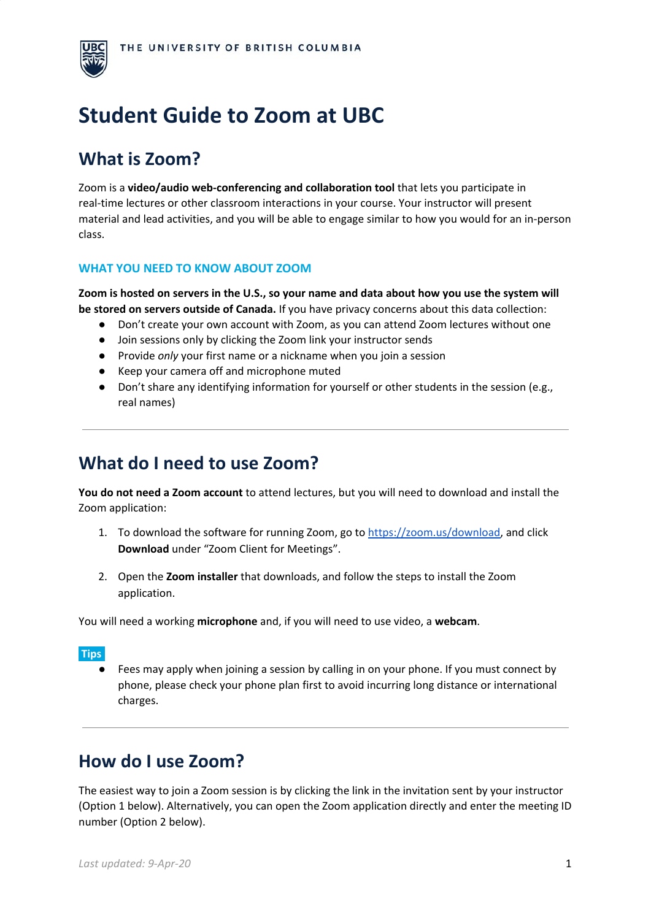THE UNIVERSITY OF BRITISH COLUMBIA

# Student Guide to Zoom at UBC

## What is Zoom?

Zoom is a **video/audio web-conferencing and collaboration tool** that lets you participate in real-time lectures or other classroom interactions in your course. Your instructor will present material and lead activities, and you will be able to engage similar to how you would for an in-person class.

### WHAT YOU NEED TO KNOW ABOUT ZOOM

**Zoom is hosted on servers in the U.S., so your name and data about how you use the system will be stored on servers outside of Canada.** If you have privacy concerns about this data collection:

- Don't create your own account with Zoom, as you can attend Zoom lectures without one
- Join sessions only by clicking the Zoom link your instructor sends
- Provide *only* your first name or a nickname when you join a session
- Keep your camera off and microphone muted
- Don't share any identifying information for yourself or other students in the session (e.g., real names)

---

## What do I need to use Zoom?

**You do not need a Zoom account** to attend lectures, but you will need to download and install the Zoom application:

1. To download the software for running Zoom, go to https://zoom.us/download, and click **Download** under "Zoom Client for Meetings".
2. Open the **Zoom installer** that downloads, and follow the steps to install the Zoom application.

You will need a working **microphone** and, if you will need to use video, a **webcam**.

**Tips**

- Fees may apply when joining a session by calling in on your phone. If you must connect by phone, please check your phone plan first to avoid incurring long distance or international charges.

---

## How do I use Zoom?

The easiest way to join a Zoom session is by clicking the link in the invitation sent by your instructor (Option 1 below). Alternatively, you can open the Zoom application directly and enter the meeting ID number (Option 2 below).

*Last updated: 9-Apr-20*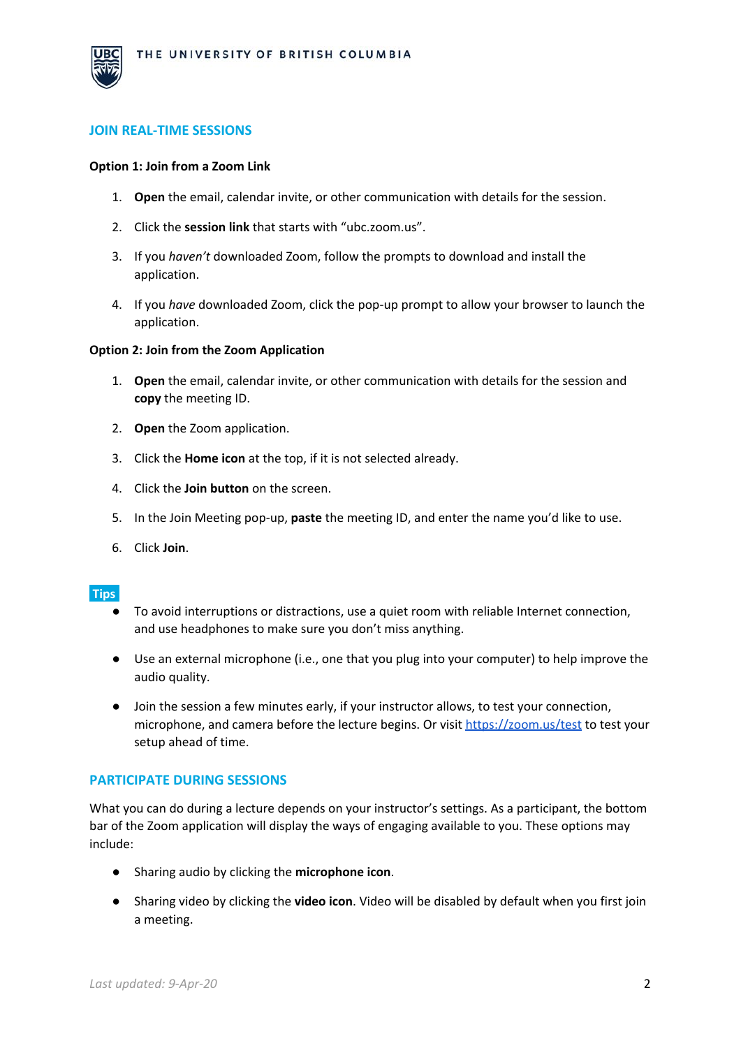## JOIN REAL-TIME SESSIONS

**Option 1: Join from a Zoom Link**

1. **Open** the email, calendar invite, or other communication with details for the session.
2. Click the **session link** that starts with "ubc.zoom.us".
3. If you *haven't* downloaded Zoom, follow the prompts to download and install the application.
4. If you *have* downloaded Zoom, click the pop-up prompt to allow your browser to launch the application.

**Option 2: Join from the Zoom Application**

1. **Open** the email, calendar invite, or other communication with details for the session and **copy** the meeting ID.
2. **Open** the Zoom application.
3. Click the **Home icon** at the top, if it is not selected already.
4. Click the **Join button** on the screen.
5. In the Join Meeting pop-up, **paste** the meeting ID, and enter the name you'd like to use.
6. Click **Join**.

**Tips**

- To avoid interruptions or distractions, use a quiet room with reliable Internet connection, and use headphones to make sure you don't miss anything.
- Use an external microphone (i.e., one that you plug into your computer) to help improve the audio quality.
- Join the session a few minutes early, if your instructor allows, to test your connection, microphone, and camera before the lecture begins. Or visit https://zoom.us/test to test your setup ahead of time.

## PARTICIPATE DURING SESSIONS

What you can do during a lecture depends on your instructor's settings. As a participant, the bottom bar of the Zoom application will display the ways of engaging available to you. These options may include:

- Sharing audio by clicking the **microphone icon**.
- Sharing video by clicking the **video icon**. Video will be disabled by default when you first join a meeting.

*Last updated: 9-Apr-20*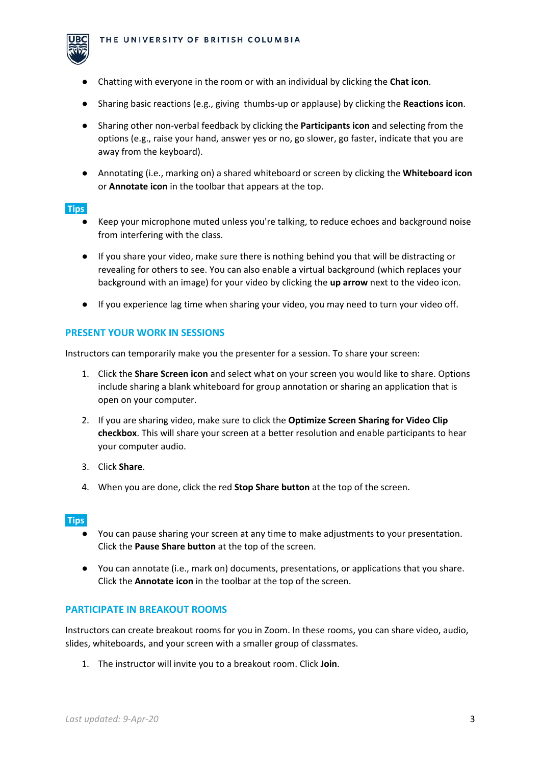- Chatting with everyone in the room or with an individual by clicking the **Chat icon**.
- Sharing basic reactions (e.g., giving thumbs-up or applause) by clicking the **Reactions icon**.
- Sharing other non-verbal feedback by clicking the **Participants icon** and selecting from the options (e.g., raise your hand, answer yes or no, go slower, go faster, indicate that you are away from the keyboard).
- Annotating (i.e., marking on) a shared whiteboard or screen by clicking the **Whiteboard icon** or **Annotate icon** in the toolbar that appears at the top.

**Tips**

- Keep your microphone muted unless you're talking, to reduce echoes and background noise from interfering with the class.
- If you share your video, make sure there is nothing behind you that will be distracting or revealing for others to see. You can also enable a virtual background (which replaces your background with an image) for your video by clicking the **up arrow** next to the video icon.
- If you experience lag time when sharing your video, you may need to turn your video off.

## PRESENT YOUR WORK IN SESSIONS

Instructors can temporarily make you the presenter for a session. To share your screen:

1. Click the **Share Screen icon** and select what on your screen you would like to share. Options include sharing a blank whiteboard for group annotation or sharing an application that is open on your computer.
2. If you are sharing video, make sure to click the **Optimize Screen Sharing for Video Clip checkbox**. This will share your screen at a better resolution and enable participants to hear your computer audio.
3. Click **Share**.
4. When you are done, click the red **Stop Share button** at the top of the screen.

**Tips**

- You can pause sharing your screen at any time to make adjustments to your presentation. Click the **Pause Share button** at the top of the screen.
- You can annotate (i.e., mark on) documents, presentations, or applications that you share. Click the **Annotate icon** in the toolbar at the top of the screen.

## PARTICIPATE IN BREAKOUT ROOMS

Instructors can create breakout rooms for you in Zoom. In these rooms, you can share video, audio, slides, whiteboards, and your screen with a smaller group of classmates.

1. The instructor will invite you to a breakout room. Click **Join**.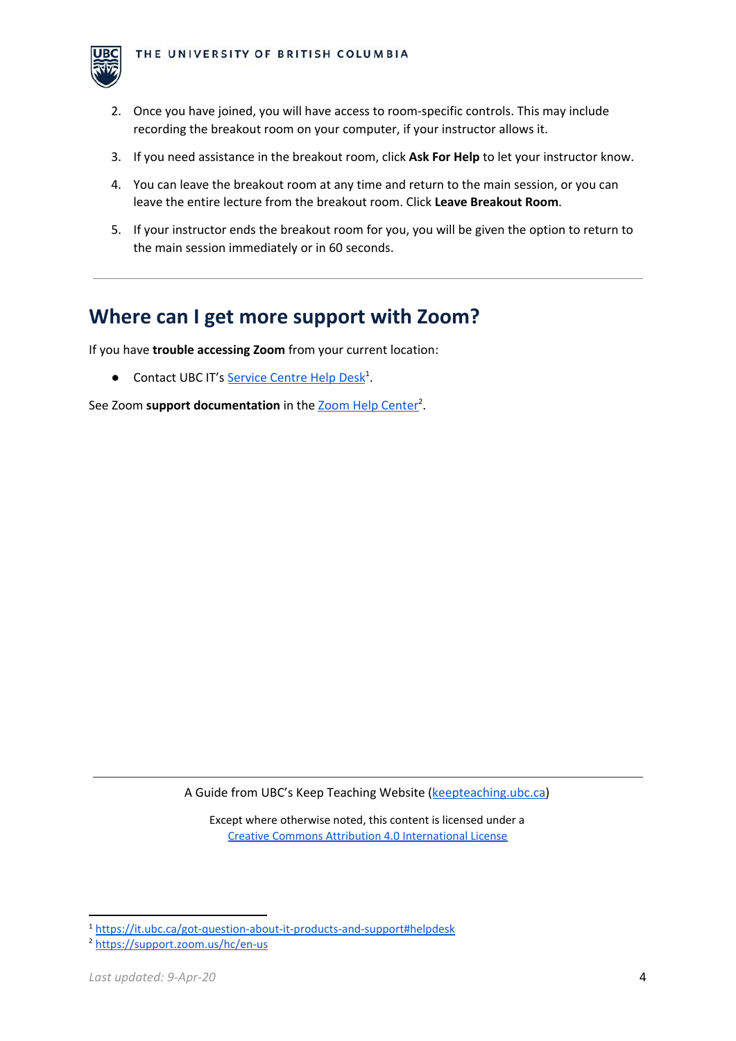2. Once you have joined, you will have access to room-specific controls. This may include recording the breakout room on your computer, if your instructor allows it.
3. If you need assistance in the breakout room, click **Ask For Help** to let your instructor know.
4. You can leave the breakout room at any time and return to the main session, or you can leave the entire lecture from the breakout room. Click **Leave Breakout Room**.
5. If your instructor ends the breakout room for you, you will be given the option to return to the main session immediately or in 60 seconds.

---

## Where can I get more support with Zoom?

If you have **trouble accessing Zoom** from your current location:

- Contact UBC IT's Service Centre Help Desk[1].

See Zoom **support documentation** in the Zoom Help Center[2].

---

A Guide from UBC's Keep Teaching Website (keepteaching.ubc.ca)

Except where otherwise noted, this content is licensed under a Creative Commons Attribution 4.0 International License

[1] https://it.ubc.ca/got-question-about-it-products-and-support#helpdesk

[2] https://support.zoom.us/hc/en-us

*Last updated: 9-Apr-20*